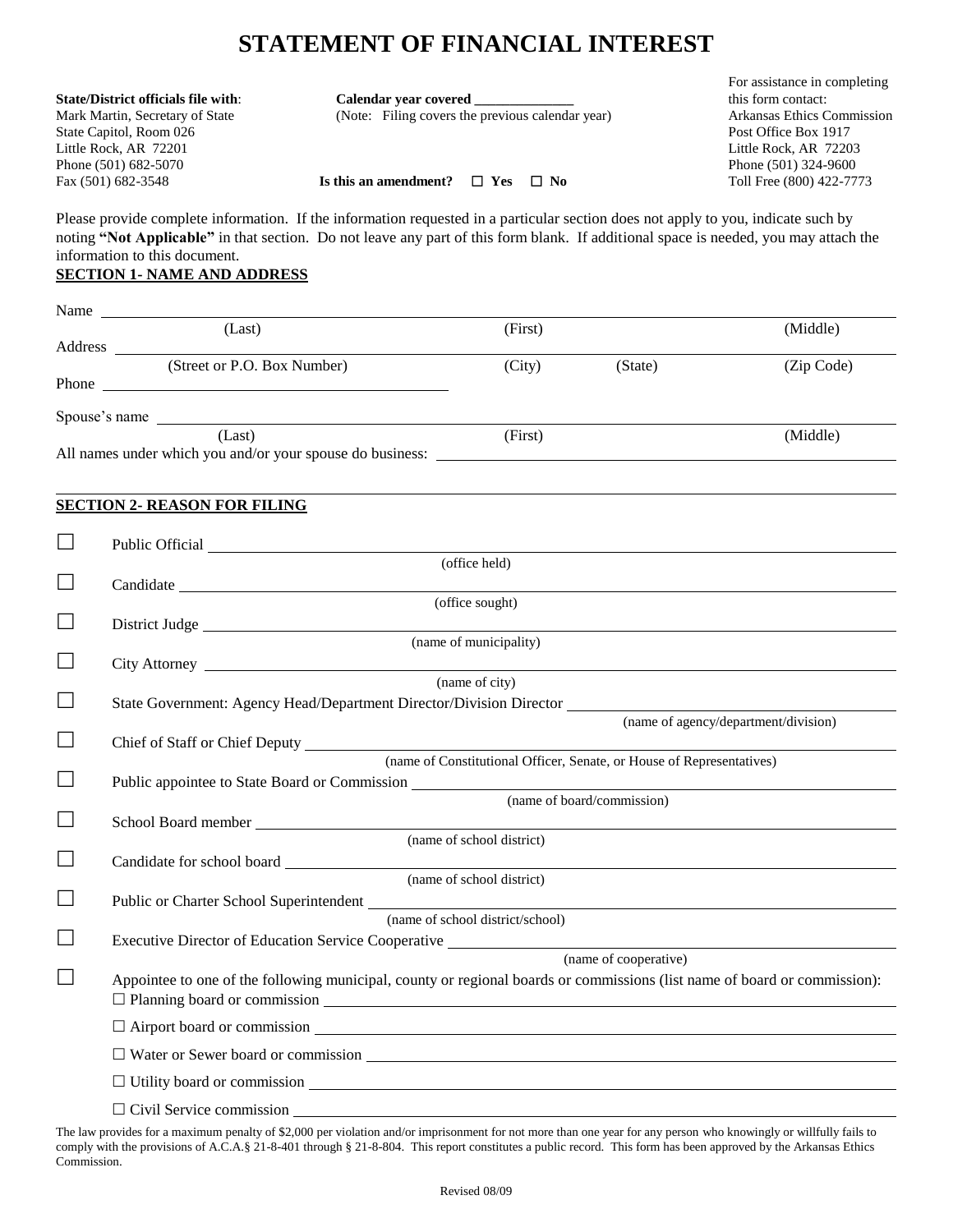# STATEMENT OF FINANCIAL INTEREST

**State/District officials file with**:
Mark Martin, Secretary of State
State Capitol, Room 026
Little Rock, AR 72201
Phone (501) 682-5070
Fax (501) 682-3548

**Calendar year covered** ______________
(Note: Filing covers the previous calendar year)

**Is this an amendment?** ☐ **Yes** ☐ **No**

For assistance in completing this form contact:
Arkansas Ethics Commission
Post Office Box 1917
Little Rock, AR 72203
Phone (501) 324-9600
Toll Free (800) 422-7773

Please provide complete information. If the information requested in a particular section does not apply to you, indicate such by noting **"Not Applicable"** in that section. Do not leave any part of this form blank. If additional space is needed, you may attach the information to this document.

**SECTION 1- NAME AND ADDRESS**

Name ______________________________________________________________
(Last) (First) (Middle)

Address ____________________________________________________________
(Street or P.O. Box Number) (City) (State) (Zip Code)

Phone ______________________________

Spouse's name ______________________________________________________
(Last) (First) (Middle)

All names under which you and/or your spouse do business: ______________________________

**SECTION 2- REASON FOR FILING**

☐ Public Official ______________________________
(office held)

☐ Candidate ______________________________
(office sought)

☐ District Judge ______________________________
(name of municipality)

☐ City Attorney ______________________________
(name of city)

☐ State Government: Agency Head/Department Director/Division Director ______________________________
(name of agency/department/division)

☐ Chief of Staff or Chief Deputy ______________________________
(name of Constitutional Officer, Senate, or House of Representatives)

☐ Public appointee to State Board or Commission ______________________________
(name of board/commission)

☐ School Board member ______________________________
(name of school district)

☐ Candidate for school board ______________________________
(name of school district)

☐ Public or Charter School Superintendent ______________________________
(name of school district/school)

☐ Executive Director of Education Service Cooperative ______________________________
(name of cooperative)

☐ Appointee to one of the following municipal, county or regional boards or commissions (list name of board or commission):

☐ Planning board or commission ______________________________

☐ Airport board or commission ______________________________

☐ Water or Sewer board or commission ______________________________

☐ Utility board or commission ______________________________

☐ Civil Service commission ______________________________

The law provides for a maximum penalty of $2,000 per violation and/or imprisonment for not more than one year for any person who knowingly or willfully fails to comply with the provisions of A.C.A.§ 21-8-401 through § 21-8-804. This report constitutes a public record. This form has been approved by the Arkansas Ethics Commission.

Revised 08/09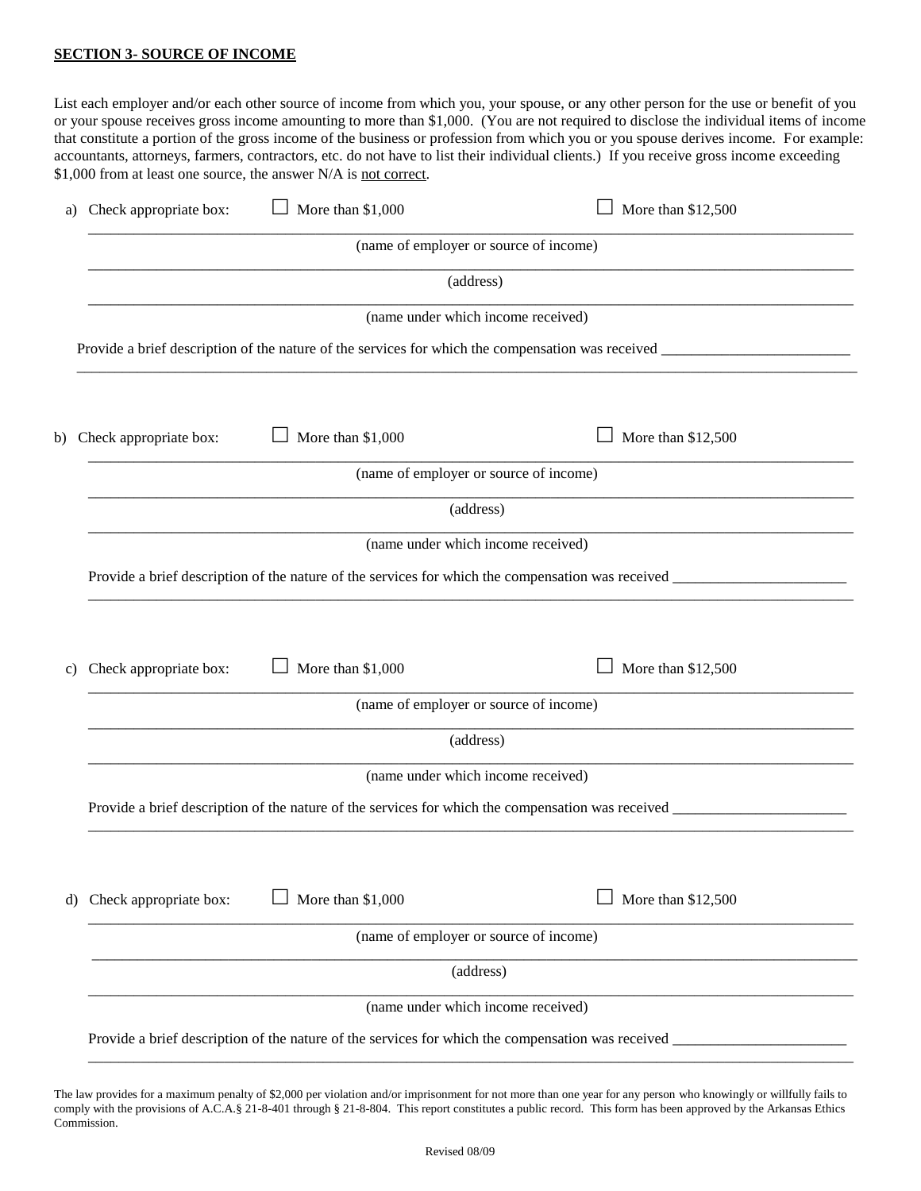**SECTION 3- SOURCE OF INCOME**

List each employer and/or each other source of income from which you, your spouse, or any other person for the use or benefit of you or your spouse receives gross income amounting to more than $1,000. (You are not required to disclose the individual items of income that constitute a portion of the gross income of the business or profession from which you or you spouse derives income. For example: accountants, attorneys, farmers, contractors, etc. do not have to list their individual clients.) If you receive gross income exceeding $1,000 from at least one source, the answer N/A is not correct.

a) Check appropriate box: ☐ More than $1,000 ☐ More than $12,500

______________________________________________________________________________
(name of employer or source of income)

______________________________________________________________________________
(address)

______________________________________________________________________________
(name under which income received)

Provide a brief description of the nature of the services for which the compensation was received _________________________

______________________________________________________________________________

b) Check appropriate box: ☐ More than $1,000 ☐ More than $12,500

______________________________________________________________________________
(name of employer or source of income)

______________________________________________________________________________
(address)

______________________________________________________________________________
(name under which income received)

Provide a brief description of the nature of the services for which the compensation was received _______________________

______________________________________________________________________________

c) Check appropriate box: ☐ More than $1,000 ☐ More than $12,500

______________________________________________________________________________
(name of employer or source of income)

______________________________________________________________________________
(address)

______________________________________________________________________________
(name under which income received)

Provide a brief description of the nature of the services for which the compensation was received _______________________

______________________________________________________________________________

d) Check appropriate box: ☐ More than $1,000 ☐ More than $12,500

______________________________________________________________________________
(name of employer or source of income)

______________________________________________________________________________
(address)

______________________________________________________________________________
(name under which income received)

Provide a brief description of the nature of the services for which the compensation was received _______________________

______________________________________________________________________________

The law provides for a maximum penalty of $2,000 per violation and/or imprisonment for not more than one year for any person who knowingly or willfully fails to comply with the provisions of A.C.A.§ 21-8-401 through § 21-8-804. This report constitutes a public record. This form has been approved by the Arkansas Ethics Commission.

Revised 08/09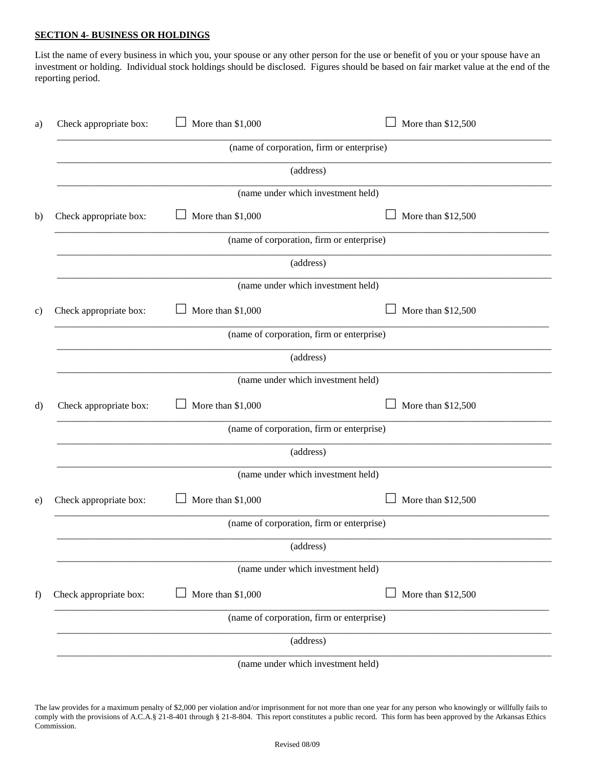**SECTION 4- BUSINESS OR HOLDINGS**

List the name of every business in which you, your spouse or any other person for the use or benefit of you or your spouse have an investment or holding. Individual stock holdings should be disclosed. Figures should be based on fair market value at the end of the reporting period.

a) Check appropriate box: ☐ More than $1,000 ☐ More than $12,500

\_\_\_\_\_\_\_\_\_\_\_\_\_\_\_\_\_\_\_\_\_\_\_\_\_\_\_\_\_\_\_\_\_\_\_\_\_\_\_\_
(name of corporation, firm or enterprise)

\_\_\_\_\_\_\_\_\_\_\_\_\_\_\_\_\_\_\_\_\_\_\_\_\_\_\_\_\_\_\_\_\_\_\_\_\_\_\_\_
(address)

\_\_\_\_\_\_\_\_\_\_\_\_\_\_\_\_\_\_\_\_\_\_\_\_\_\_\_\_\_\_\_\_\_\_\_\_\_\_\_\_
(name under which investment held)

b) Check appropriate box: ☐ More than $1,000 ☐ More than $12,500

\_\_\_\_\_\_\_\_\_\_\_\_\_\_\_\_\_\_\_\_\_\_\_\_\_\_\_\_\_\_\_\_\_\_\_\_\_\_\_\_
(name of corporation, firm or enterprise)

\_\_\_\_\_\_\_\_\_\_\_\_\_\_\_\_\_\_\_\_\_\_\_\_\_\_\_\_\_\_\_\_\_\_\_\_\_\_\_\_
(address)

\_\_\_\_\_\_\_\_\_\_\_\_\_\_\_\_\_\_\_\_\_\_\_\_\_\_\_\_\_\_\_\_\_\_\_\_\_\_\_\_
(name under which investment held)

c) Check appropriate box: ☐ More than $1,000 ☐ More than $12,500

\_\_\_\_\_\_\_\_\_\_\_\_\_\_\_\_\_\_\_\_\_\_\_\_\_\_\_\_\_\_\_\_\_\_\_\_\_\_\_\_
(name of corporation, firm or enterprise)

\_\_\_\_\_\_\_\_\_\_\_\_\_\_\_\_\_\_\_\_\_\_\_\_\_\_\_\_\_\_\_\_\_\_\_\_\_\_\_\_
(address)

\_\_\_\_\_\_\_\_\_\_\_\_\_\_\_\_\_\_\_\_\_\_\_\_\_\_\_\_\_\_\_\_\_\_\_\_\_\_\_\_
(name under which investment held)

d) Check appropriate box: ☐ More than $1,000 ☐ More than $12,500

\_\_\_\_\_\_\_\_\_\_\_\_\_\_\_\_\_\_\_\_\_\_\_\_\_\_\_\_\_\_\_\_\_\_\_\_\_\_\_\_
(name of corporation, firm or enterprise)

\_\_\_\_\_\_\_\_\_\_\_\_\_\_\_\_\_\_\_\_\_\_\_\_\_\_\_\_\_\_\_\_\_\_\_\_\_\_\_\_
(address)

\_\_\_\_\_\_\_\_\_\_\_\_\_\_\_\_\_\_\_\_\_\_\_\_\_\_\_\_\_\_\_\_\_\_\_\_\_\_\_\_
(name under which investment held)

e) Check appropriate box: ☐ More than $1,000 ☐ More than $12,500

\_\_\_\_\_\_\_\_\_\_\_\_\_\_\_\_\_\_\_\_\_\_\_\_\_\_\_\_\_\_\_\_\_\_\_\_\_\_\_\_
(name of corporation, firm or enterprise)

\_\_\_\_\_\_\_\_\_\_\_\_\_\_\_\_\_\_\_\_\_\_\_\_\_\_\_\_\_\_\_\_\_\_\_\_\_\_\_\_
(address)

\_\_\_\_\_\_\_\_\_\_\_\_\_\_\_\_\_\_\_\_\_\_\_\_\_\_\_\_\_\_\_\_\_\_\_\_\_\_\_\_
(name under which investment held)

f) Check appropriate box: ☐ More than $1,000 ☐ More than $12,500

\_\_\_\_\_\_\_\_\_\_\_\_\_\_\_\_\_\_\_\_\_\_\_\_\_\_\_\_\_\_\_\_\_\_\_\_\_\_\_\_
(name of corporation, firm or enterprise)

\_\_\_\_\_\_\_\_\_\_\_\_\_\_\_\_\_\_\_\_\_\_\_\_\_\_\_\_\_\_\_\_\_\_\_\_\_\_\_\_
(address)

\_\_\_\_\_\_\_\_\_\_\_\_\_\_\_\_\_\_\_\_\_\_\_\_\_\_\_\_\_\_\_\_\_\_\_\_\_\_\_\_
(name under which investment held)

The law provides for a maximum penalty of $2,000 per violation and/or imprisonment for not more than one year for any person who knowingly or willfully fails to comply with the provisions of A.C.A.§ 21-8-401 through § 21-8-804. This report constitutes a public record. This form has been approved by the Arkansas Ethics Commission.

Revised 08/09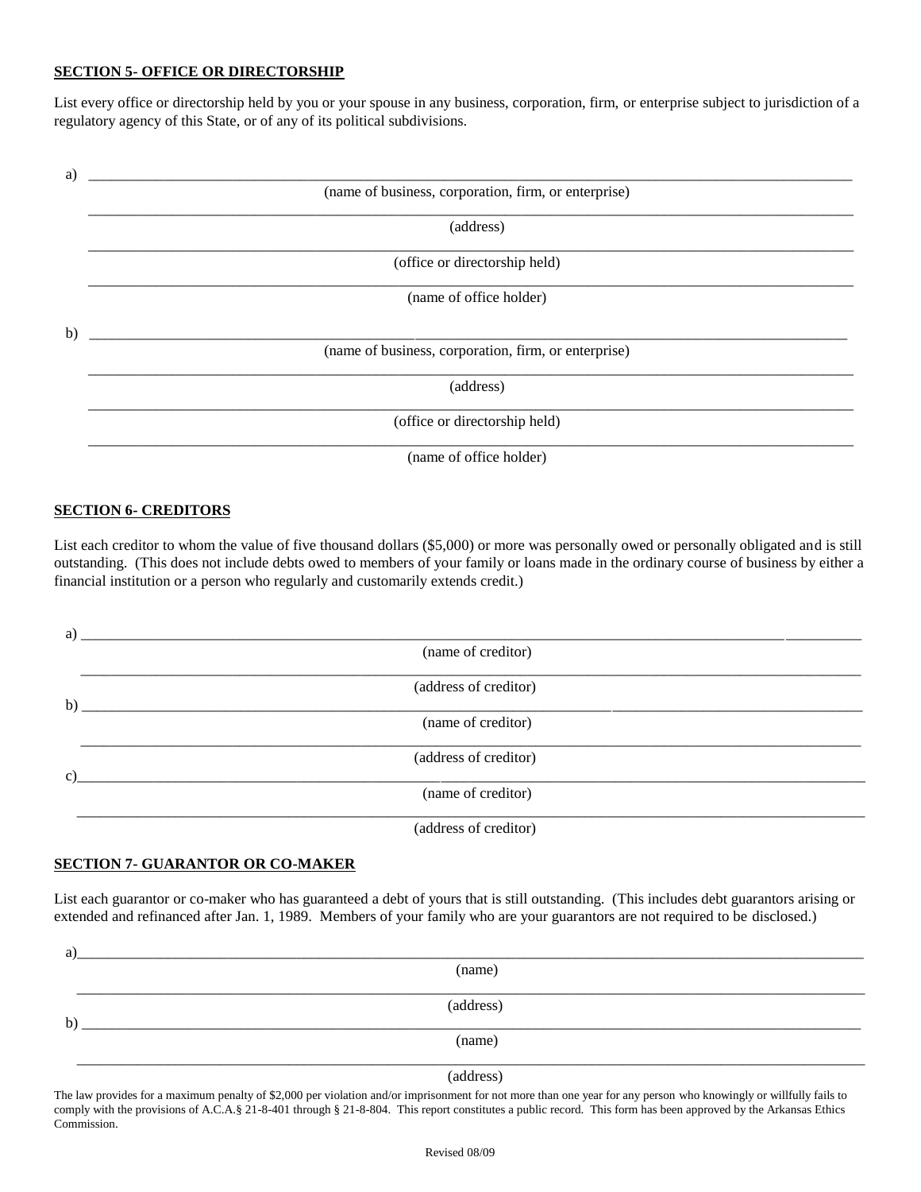**SECTION 5- OFFICE OR DIRECTORSHIP**

List every office or directorship held by you or your spouse in any business, corporation, firm, or enterprise subject to jurisdiction of a regulatory agency of this State, or of any of its political subdivisions.

a) ____________________________________________________________________________________________
(name of business, corporation, firm, or enterprise)

____________________________________________________________________________________________
(address)

____________________________________________________________________________________________
(office or directorship held)

____________________________________________________________________________________________
(name of office holder)

b) ____________________________________________________________________________________________
(name of business, corporation, firm, or enterprise)

____________________________________________________________________________________________
(address)

____________________________________________________________________________________________
(office or directorship held)

____________________________________________________________________________________________
(name of office holder)

**SECTION 6- CREDITORS**

List each creditor to whom the value of five thousand dollars ($5,000) or more was personally owed or personally obligated and is still outstanding. (This does not include debts owed to members of your family or loans made in the ordinary course of business by either a financial institution or a person who regularly and customarily extends credit.)

a) ____________________________________________________________________________________________
(name of creditor)

____________________________________________________________________________________________
(address of creditor)

b) ____________________________________________________________________________________________
(name of creditor)

____________________________________________________________________________________________
(address of creditor)

c) ____________________________________________________________________________________________
(name of creditor)

____________________________________________________________________________________________
(address of creditor)

**SECTION 7- GUARANTOR OR CO-MAKER**

List each guarantor or co-maker who has guaranteed a debt of yours that is still outstanding. (This includes debt guarantors arising or extended and refinanced after Jan. 1, 1989. Members of your family who are your guarantors are not required to be disclosed.)

a) ____________________________________________________________________________________________
(name)

____________________________________________________________________________________________
(address)

b) ____________________________________________________________________________________________
(name)

____________________________________________________________________________________________
(address)

The law provides for a maximum penalty of $2,000 per violation and/or imprisonment for not more than one year for any person who knowingly or willfully fails to comply with the provisions of A.C.A.§ 21-8-401 through § 21-8-804. This report constitutes a public record. This form has been approved by the Arkansas Ethics Commission.

Revised 08/09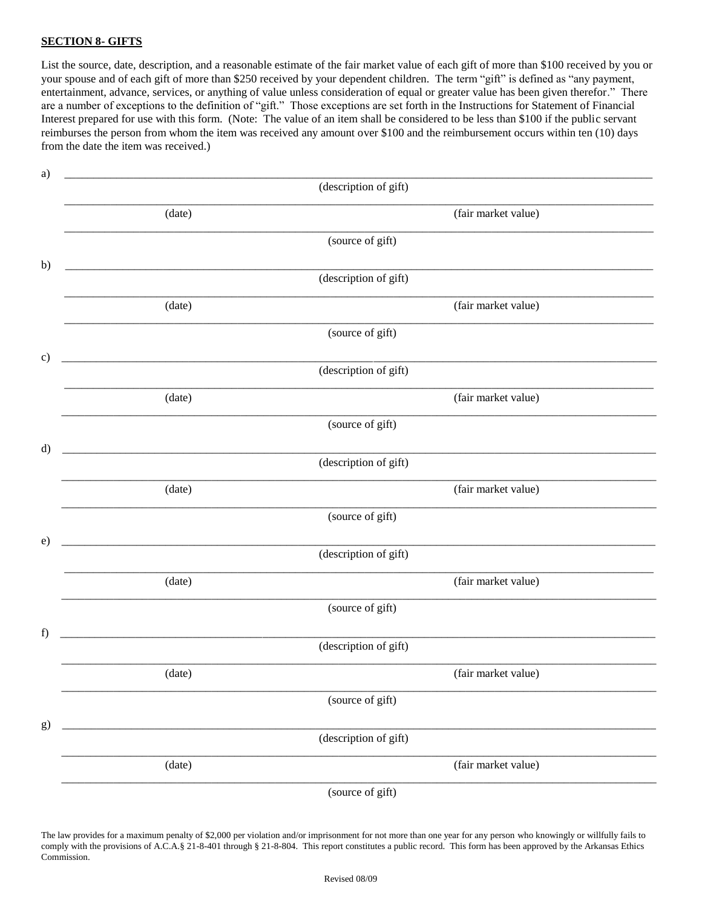**SECTION 8- GIFTS**

List the source, date, description, and a reasonable estimate of the fair market value of each gift of more than $100 received by you or your spouse and of each gift of more than $250 received by your dependent children. The term "gift" is defined as "any payment, entertainment, advance, services, or anything of value unless consideration of equal or greater value has been given therefor." There are a number of exceptions to the definition of "gift." Those exceptions are set forth in the Instructions for Statement of Financial Interest prepared for use with this form. (Note: The value of an item shall be considered to be less than $100 if the public servant reimburses the person from whom the item was received any amount over $100 and the reimbursement occurs within ten (10) days from the date the item was received.)

a) ______________________________________________
(description of gift)

______________________________________________
(date) (fair market value)

______________________________________________
(source of gift)

b) ______________________________________________
(description of gift)

______________________________________________
(date) (fair market value)

______________________________________________
(source of gift)

c) ______________________________________________
(description of gift)

______________________________________________
(date) (fair market value)

______________________________________________
(source of gift)

d) ______________________________________________
(description of gift)

______________________________________________
(date) (fair market value)

______________________________________________
(source of gift)

e) ______________________________________________
(description of gift)

______________________________________________
(date) (fair market value)

______________________________________________
(source of gift)

f) ______________________________________________
(description of gift)

______________________________________________
(date) (fair market value)

______________________________________________
(source of gift)

g) ______________________________________________
(description of gift)

______________________________________________
(date) (fair market value)

______________________________________________
(source of gift)

The law provides for a maximum penalty of $2,000 per violation and/or imprisonment for not more than one year for any person who knowingly or willfully fails to comply with the provisions of A.C.A.§ 21-8-401 through § 21-8-804. This report constitutes a public record. This form has been approved by the Arkansas Ethics Commission.

Revised 08/09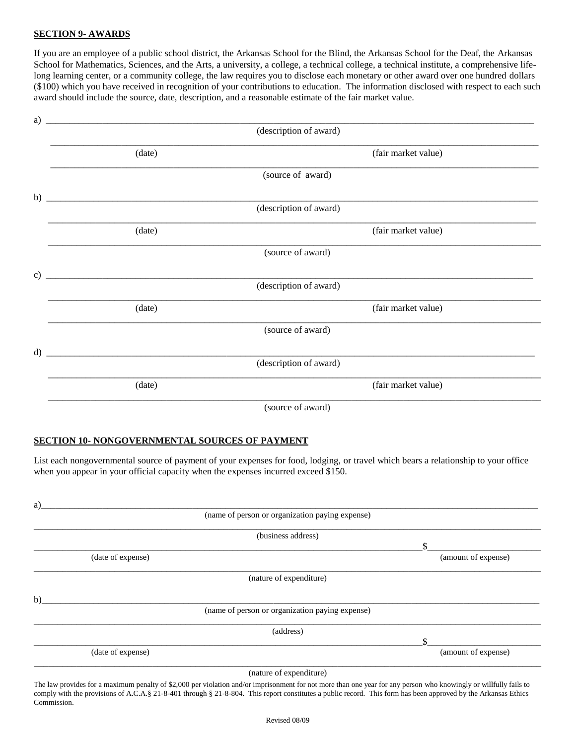**SECTION 9- AWARDS**

If you are an employee of a public school district, the Arkansas School for the Blind, the Arkansas School for the Deaf, the Arkansas School for Mathematics, Sciences, and the Arts, a university, a college, a technical college, a technical institute, a comprehensive life-long learning center, or a community college, the law requires you to disclose each monetary or other award over one hundred dollars ($100) which you have received in recognition of your contributions to education. The information disclosed with respect to each such award should include the source, date, description, and a reasonable estimate of the fair market value.

a) ______________________________________________________________________________

(description of award)

______________________________________________________________________________

(date) (fair market value)

______________________________________________________________________________

(source of award)

b) ______________________________________________________________________________

(description of award)

______________________________________________________________________________

(date) (fair market value)

______________________________________________________________________________

(source of award)

c) ______________________________________________________________________________

(description of award)

______________________________________________________________________________

(date) (fair market value)

______________________________________________________________________________

(source of award)

d) ______________________________________________________________________________

(description of award)

______________________________________________________________________________

(date) (fair market value)

______________________________________________________________________________

(source of award)

**SECTION 10- NONGOVERNMENTAL SOURCES OF PAYMENT**

List each nongovernmental source of payment of your expenses for food, lodging, or travel which bears a relationship to your office when you appear in your official capacity when the expenses incurred exceed $150.

a)______________________________________________________________________________

(name of person or organization paying expense)

______________________________________________________________________________

(business address)

______________________________________________________________$_______________

(date of expense) (amount of expense)

______________________________________________________________________________

(nature of expenditure)

b)______________________________________________________________________________

(name of person or organization paying expense)

______________________________________________________________________________

(address)

______________________________________________________________$_______________

(date of expense) (amount of expense)

______________________________________________________________________________

(nature of expenditure)

The law provides for a maximum penalty of $2,000 per violation and/or imprisonment for not more than one year for any person who knowingly or willfully fails to comply with the provisions of A.C.A.§ 21-8-401 through § 21-8-804. This report constitutes a public record. This form has been approved by the Arkansas Ethics Commission.

Revised 08/09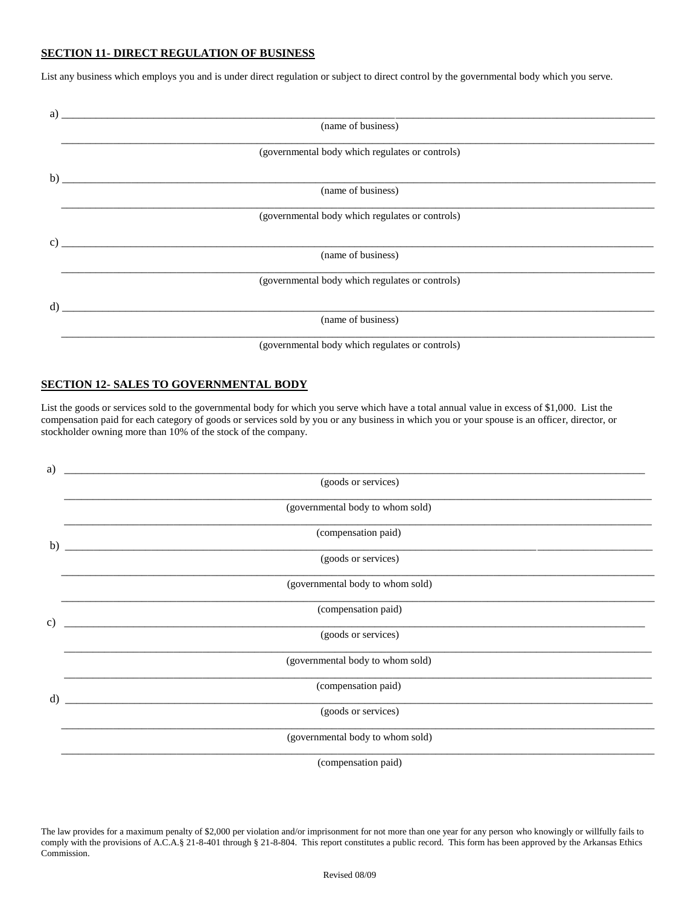**SECTION 11- DIRECT REGULATION OF BUSINESS**

List any business which employs you and is under direct regulation or subject to direct control by the governmental body which you serve.

a) ______________________________________________________________________________

(name of business)

______________________________________________________________________________

(governmental body which regulates or controls)

b) ______________________________________________________________________________

(name of business)

______________________________________________________________________________

(governmental body which regulates or controls)

c) ______________________________________________________________________________

(name of business)

______________________________________________________________________________

(governmental body which regulates or controls)

d) ______________________________________________________________________________

(name of business)

______________________________________________________________________________

(governmental body which regulates or controls)

**SECTION 12- SALES TO GOVERNMENTAL BODY**

List the goods or services sold to the governmental body for which you serve which have a total annual value in excess of $1,000. List the compensation paid for each category of goods or services sold by you or any business in which you or your spouse is an officer, director, or stockholder owning more than 10% of the stock of the company.

a) ______________________________________________________________________________

(goods or services)

______________________________________________________________________________

(governmental body to whom sold)

______________________________________________________________________________

(compensation paid)

b) ______________________________________________________________________________

(goods or services)

______________________________________________________________________________

(governmental body to whom sold)

______________________________________________________________________________

(compensation paid)

c) ______________________________________________________________________________

(goods or services)

______________________________________________________________________________

(governmental body to whom sold)

______________________________________________________________________________

(compensation paid)

d) ______________________________________________________________________________

(goods or services)

______________________________________________________________________________

(governmental body to whom sold)

______________________________________________________________________________

(compensation paid)

The law provides for a maximum penalty of $2,000 per violation and/or imprisonment for not more than one year for any person who knowingly or willfully fails to comply with the provisions of A.C.A.§ 21-8-401 through § 21-8-804. This report constitutes a public record. This form has been approved by the Arkansas Ethics Commission.

Revised 08/09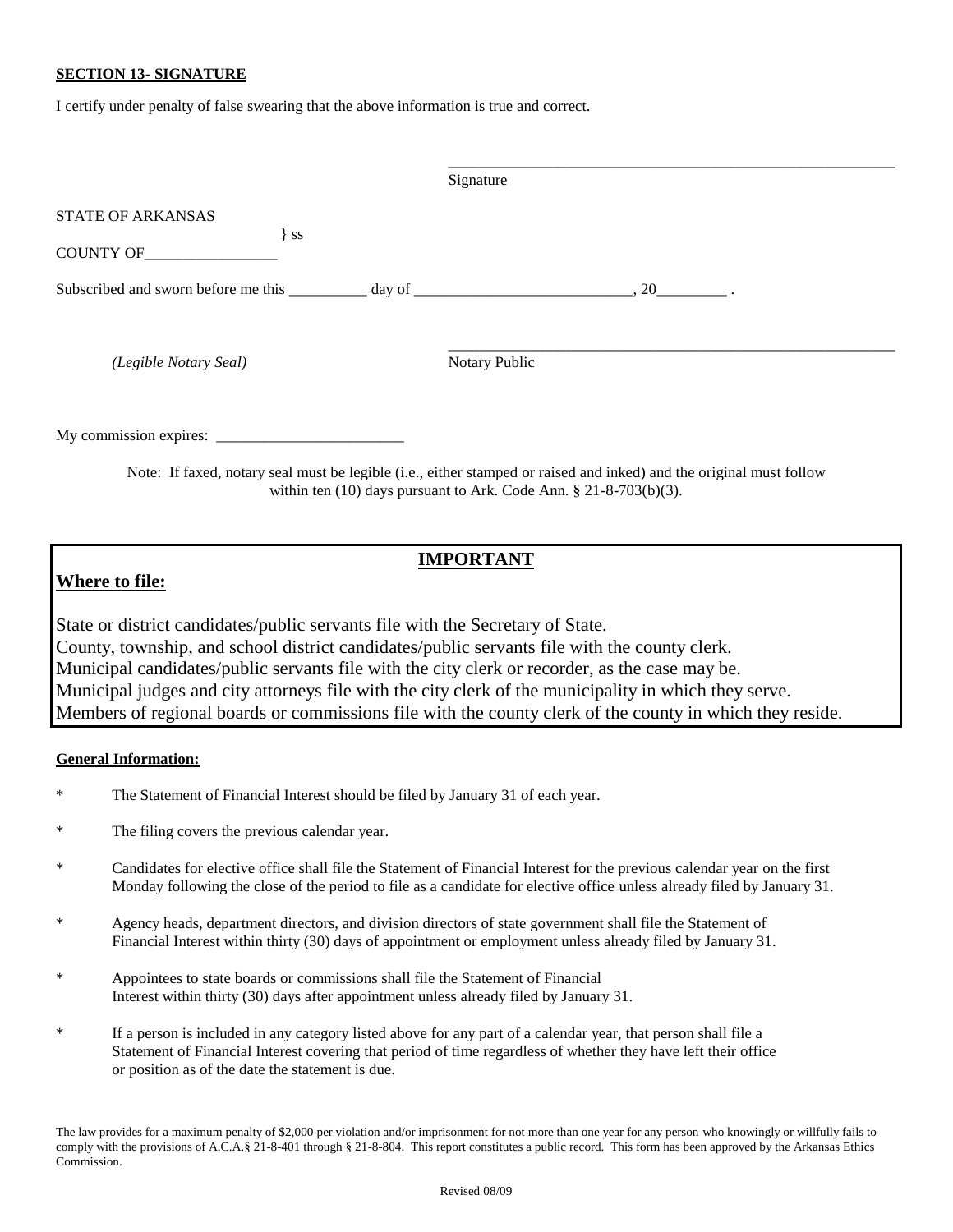**SECTION 13- SIGNATURE**

I certify under penalty of false swearing that the above information is true and correct.

\_\_\_\_\_\_\_\_\_\_\_\_\_\_\_\_\_\_\_\_\_\_\_\_\_\_\_\_\_\_\_\_\_\_\_\_\_\_\_\_\_\_\_\_\_\_\_\_\_\_\_\_\_\_\_\_\_\_

Signature

STATE OF ARKANSAS
} ss
COUNTY OF\_\_\_\_\_\_\_\_\_\_\_\_\_\_\_\_\_

Subscribed and sworn before me this \_\_\_\_\_\_\_\_\_\_ day of \_\_\_\_\_\_\_\_\_\_\_\_\_\_\_\_\_\_\_\_\_\_\_\_\_\_\_\_, 20\_\_\_\_\_\_\_\_\_ .

\_\_\_\_\_\_\_\_\_\_\_\_\_\_\_\_\_\_\_\_\_\_\_\_\_\_\_\_\_\_\_\_\_\_\_\_\_\_\_\_\_\_\_\_\_\_\_\_\_\_\_\_\_\_\_\_\_\_

*(Legible Notary Seal)* Notary Public

My commission expires: \_\_\_\_\_\_\_\_\_\_\_\_\_\_\_\_\_\_\_\_\_\_\_\_\_

Note: If faxed, notary seal must be legible (i.e., either stamped or raised and inked) and the original must follow within ten (10) days pursuant to Ark. Code Ann. § 21-8-703(b)(3).

## IMPORTANT

**Where to file:**

State or district candidates/public servants file with the Secretary of State.
County, township, and school district candidates/public servants file with the county clerk.
Municipal candidates/public servants file with the city clerk or recorder, as the case may be.
Municipal judges and city attorneys file with the city clerk of the municipality in which they serve.
Members of regional boards or commissions file with the county clerk of the county in which they reside.

**General Information:**

* The Statement of Financial Interest should be filed by January 31 of each year.

* The filing covers the previous calendar year.

* Candidates for elective office shall file the Statement of Financial Interest for the previous calendar year on the first Monday following the close of the period to file as a candidate for elective office unless already filed by January 31.

* Agency heads, department directors, and division directors of state government shall file the Statement of Financial Interest within thirty (30) days of appointment or employment unless already filed by January 31.

* Appointees to state boards or commissions shall file the Statement of Financial Interest within thirty (30) days after appointment unless already filed by January 31.

* If a person is included in any category listed above for any part of a calendar year, that person shall file a Statement of Financial Interest covering that period of time regardless of whether they have left their office or position as of the date the statement is due.

The law provides for a maximum penalty of $2,000 per violation and/or imprisonment for not more than one year for any person who knowingly or willfully fails to comply with the provisions of A.C.A.§ 21-8-401 through § 21-8-804. This report constitutes a public record. This form has been approved by the Arkansas Ethics Commission.

Revised 08/09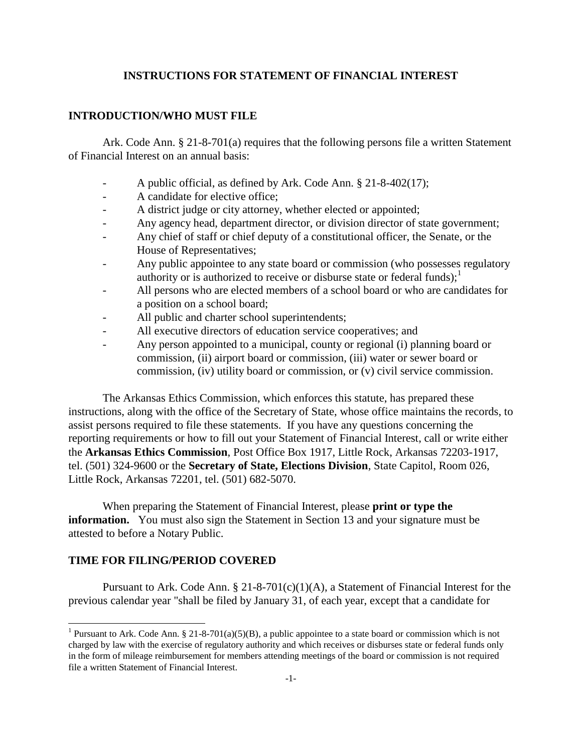## INSTRUCTIONS FOR STATEMENT OF FINANCIAL INTEREST

### INTRODUCTION/WHO MUST FILE

Ark. Code Ann. § 21-8-701(a) requires that the following persons file a written Statement of Financial Interest on an annual basis:

- A public official, as defined by Ark. Code Ann. § 21-8-402(17);
- A candidate for elective office;
- A district judge or city attorney, whether elected or appointed;
- Any agency head, department director, or division director of state government;
- Any chief of staff or chief deputy of a constitutional officer, the Senate, or the House of Representatives;
- Any public appointee to any state board or commission (who possesses regulatory authority or is authorized to receive or disburse state or federal funds);[1]
- All persons who are elected members of a school board or who are candidates for a position on a school board;
- All public and charter school superintendents;
- All executive directors of education service cooperatives; and
- Any person appointed to a municipal, county or regional (i) planning board or commission, (ii) airport board or commission, (iii) water or sewer board or commission, (iv) utility board or commission, or (v) civil service commission.

The Arkansas Ethics Commission, which enforces this statute, has prepared these instructions, along with the office of the Secretary of State, whose office maintains the records, to assist persons required to file these statements. If you have any questions concerning the reporting requirements or how to fill out your Statement of Financial Interest, call or write either the **Arkansas Ethics Commission**, Post Office Box 1917, Little Rock, Arkansas 72203-1917, tel. (501) 324-9600 or the **Secretary of State, Elections Division**, State Capitol, Room 026, Little Rock, Arkansas 72201, tel. (501) 682-5070.

When preparing the Statement of Financial Interest, please **print or type the information.** You must also sign the Statement in Section 13 and your signature must be attested to before a Notary Public.

### TIME FOR FILING/PERIOD COVERED

Pursuant to Ark. Code Ann. § 21-8-701(c)(1)(A), a Statement of Financial Interest for the previous calendar year "shall be filed by January 31, of each year, except that a candidate for

---

[1] Pursuant to Ark. Code Ann. § 21-8-701(a)(5)(B), a public appointee to a state board or commission which is not charged by law with the exercise of regulatory authority and which receives or disburses state or federal funds only in the form of mileage reimbursement for members attending meetings of the board or commission is not required file a written Statement of Financial Interest.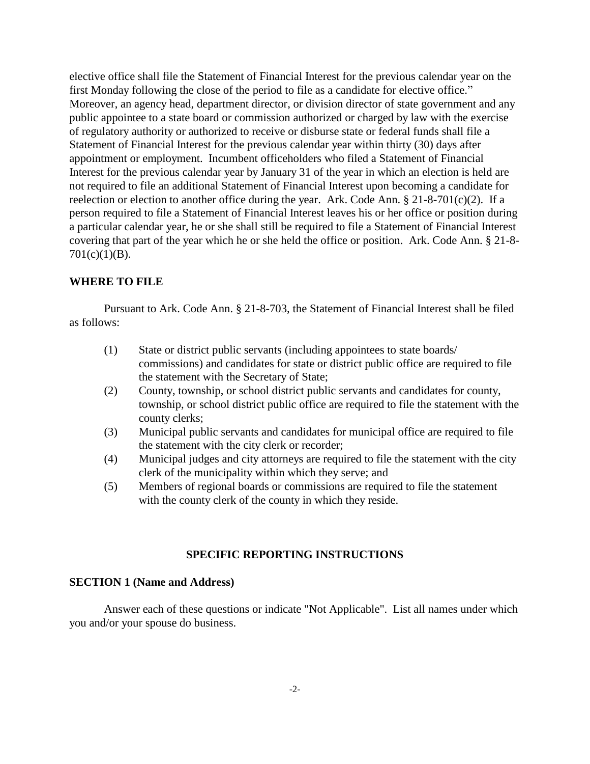elective office shall file the Statement of Financial Interest for the previous calendar year on the first Monday following the close of the period to file as a candidate for elective office." Moreover, an agency head, department director, or division director of state government and any public appointee to a state board or commission authorized or charged by law with the exercise of regulatory authority or authorized to receive or disburse state or federal funds shall file a Statement of Financial Interest for the previous calendar year within thirty (30) days after appointment or employment. Incumbent officeholders who filed a Statement of Financial Interest for the previous calendar year by January 31 of the year in which an election is held are not required to file an additional Statement of Financial Interest upon becoming a candidate for reelection or election to another office during the year. Ark. Code Ann. § 21-8-701(c)(2). If a person required to file a Statement of Financial Interest leaves his or her office or position during a particular calendar year, he or she shall still be required to file a Statement of Financial Interest covering that part of the year which he or she held the office or position. Ark. Code Ann. § 21-8-701(c)(1)(B).

**WHERE TO FILE**

Pursuant to Ark. Code Ann. § 21-8-703, the Statement of Financial Interest shall be filed as follows:

(1) State or district public servants (including appointees to state boards/ commissions) and candidates for state or district public office are required to file the statement with the Secretary of State;

(2) County, township, or school district public servants and candidates for county, township, or school district public office are required to file the statement with the county clerks;

(3) Municipal public servants and candidates for municipal office are required to file the statement with the city clerk or recorder;

(4) Municipal judges and city attorneys are required to file the statement with the city clerk of the municipality within which they serve; and

(5) Members of regional boards or commissions are required to file the statement with the county clerk of the county in which they reside.

## SPECIFIC REPORTING INSTRUCTIONS

**SECTION 1 (Name and Address)**

Answer each of these questions or indicate "Not Applicable". List all names under which you and/or your spouse do business.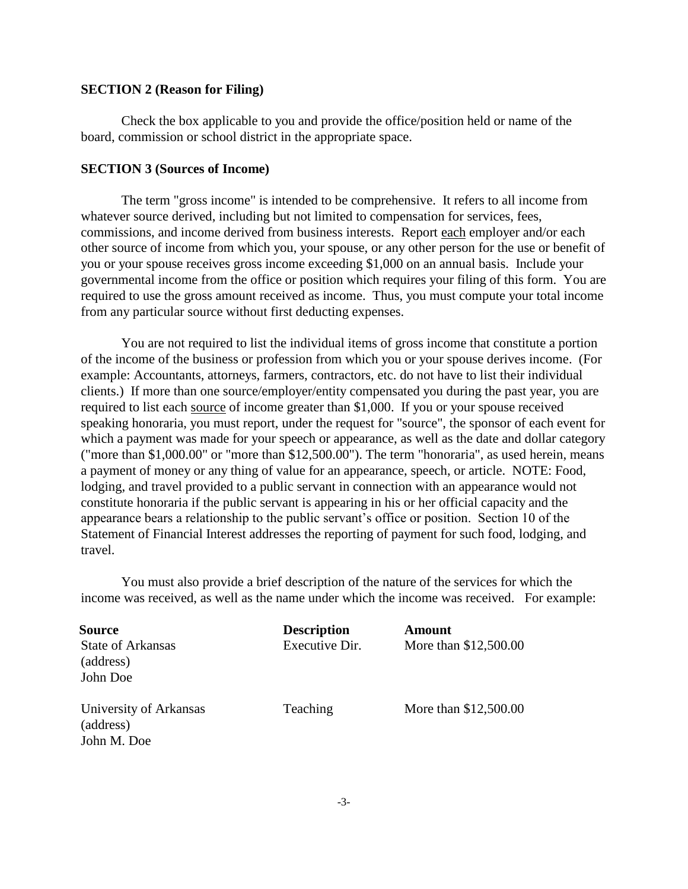**SECTION 2 (Reason for Filing)**

Check the box applicable to you and provide the office/position held or name of the board, commission or school district in the appropriate space.

**SECTION 3 (Sources of Income)**

The term "gross income" is intended to be comprehensive. It refers to all income from whatever source derived, including but not limited to compensation for services, fees, commissions, and income derived from business interests. Report each employer and/or each other source of income from which you, your spouse, or any other person for the use or benefit of you or your spouse receives gross income exceeding $1,000 on an annual basis. Include your governmental income from the office or position which requires your filing of this form. You are required to use the gross amount received as income. Thus, you must compute your total income from any particular source without first deducting expenses.

You are not required to list the individual items of gross income that constitute a portion of the income of the business or profession from which you or your spouse derives income. (For example: Accountants, attorneys, farmers, contractors, etc. do not have to list their individual clients.) If more than one source/employer/entity compensated you during the past year, you are required to list each source of income greater than $1,000. If you or your spouse received speaking honoraria, you must report, under the request for "source", the sponsor of each event for which a payment was made for your speech or appearance, as well as the date and dollar category ("more than $1,000.00" or "more than $12,500.00"). The term "honoraria", as used herein, means a payment of money or any thing of value for an appearance, speech, or article. NOTE: Food, lodging, and travel provided to a public servant in connection with an appearance would not constitute honoraria if the public servant is appearing in his or her official capacity and the appearance bears a relationship to the public servant's office or position. Section 10 of the Statement of Financial Interest addresses the reporting of payment for such food, lodging, and travel.

You must also provide a brief description of the nature of the services for which the income was received, as well as the name under which the income was received. For example:

| Source | Description | Amount |
|---|---|---|
| State of Arkansas<br>(address)<br>John Doe | Executive Dir. | More than $12,500.00 |
| University of Arkansas<br>(address)<br>John M. Doe | Teaching | More than $12,500.00 |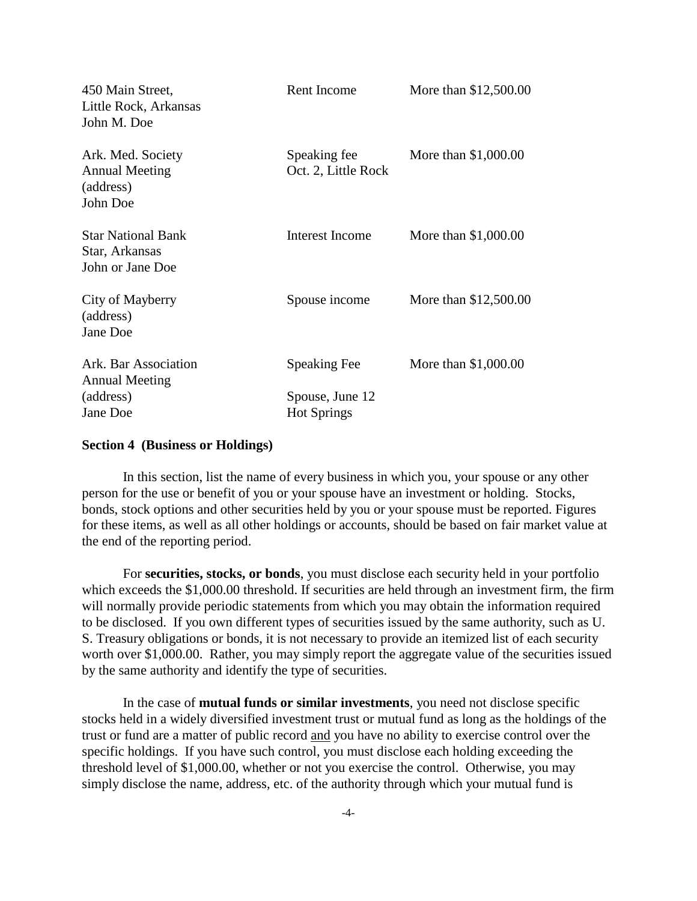| | | |
|---|---|---|
| 450 Main Street,<br>Little Rock, Arkansas<br>John M. Doe | Rent Income | More than $12,500.00 |
| Ark. Med. Society<br>Annual Meeting<br>(address)<br>John Doe | Speaking fee<br>Oct. 2, Little Rock | More than $1,000.00 |
| Star National Bank<br>Star, Arkansas<br>John or Jane Doe | Interest Income | More than $1,000.00 |
| City of Mayberry<br>(address)<br>Jane Doe | Spouse income | More than $12,500.00 |
| Ark. Bar Association<br>Annual Meeting<br>(address)<br>Jane Doe | Speaking Fee<br><br>Spouse, June 12<br>Hot Springs | More than $1,000.00 |

**Section 4 (Business or Holdings)**

In this section, list the name of every business in which you, your spouse or any other person for the use or benefit of you or your spouse have an investment or holding. Stocks, bonds, stock options and other securities held by you or your spouse must be reported. Figures for these items, as well as all other holdings or accounts, should be based on fair market value at the end of the reporting period.

For **securities, stocks, or bonds**, you must disclose each security held in your portfolio which exceeds the $1,000.00 threshold. If securities are held through an investment firm, the firm will normally provide periodic statements from which you may obtain the information required to be disclosed. If you own different types of securities issued by the same authority, such as U. S. Treasury obligations or bonds, it is not necessary to provide an itemized list of each security worth over $1,000.00. Rather, you may simply report the aggregate value of the securities issued by the same authority and identify the type of securities.

In the case of **mutual funds or similar investments**, you need not disclose specific stocks held in a widely diversified investment trust or mutual fund as long as the holdings of the trust or fund are a matter of public record and you have no ability to exercise control over the specific holdings. If you have such control, you must disclose each holding exceeding the threshold level of $1,000.00, whether or not you exercise the control. Otherwise, you may simply disclose the name, address, etc. of the authority through which your mutual fund is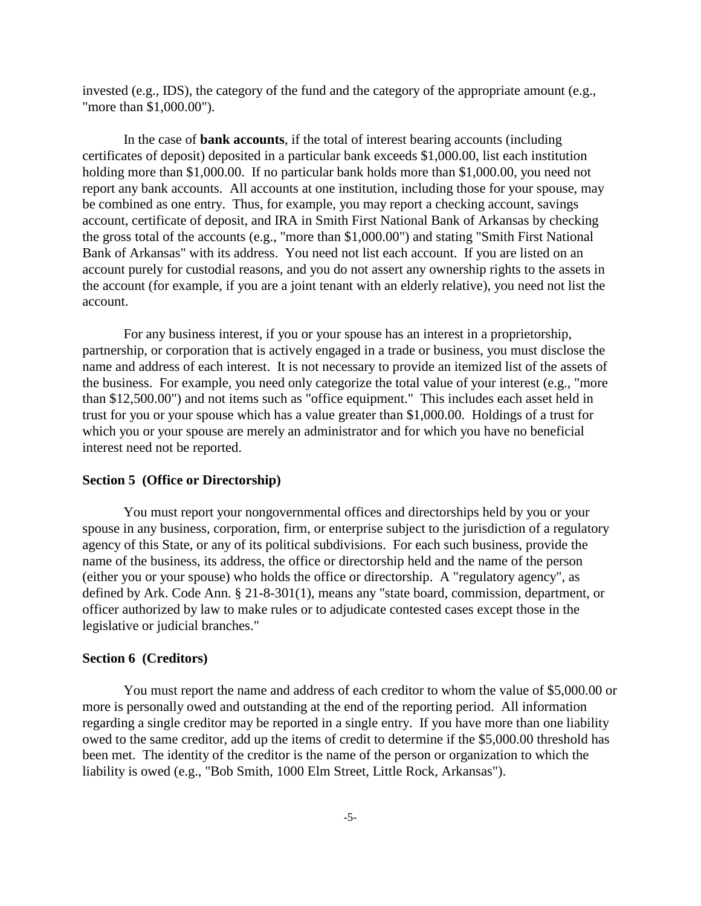invested (e.g., IDS), the category of the fund and the category of the appropriate amount (e.g., "more than $1,000.00").

In the case of **bank accounts**, if the total of interest bearing accounts (including certificates of deposit) deposited in a particular bank exceeds $1,000.00, list each institution holding more than $1,000.00. If no particular bank holds more than $1,000.00, you need not report any bank accounts. All accounts at one institution, including those for your spouse, may be combined as one entry. Thus, for example, you may report a checking account, savings account, certificate of deposit, and IRA in Smith First National Bank of Arkansas by checking the gross total of the accounts (e.g., "more than $1,000.00") and stating "Smith First National Bank of Arkansas" with its address. You need not list each account. If you are listed on an account purely for custodial reasons, and you do not assert any ownership rights to the assets in the account (for example, if you are a joint tenant with an elderly relative), you need not list the account.

For any business interest, if you or your spouse has an interest in a proprietorship, partnership, or corporation that is actively engaged in a trade or business, you must disclose the name and address of each interest. It is not necessary to provide an itemized list of the assets of the business. For example, you need only categorize the total value of your interest (e.g., "more than $12,500.00") and not items such as "office equipment." This includes each asset held in trust for you or your spouse which has a value greater than $1,000.00. Holdings of a trust for which you or your spouse are merely an administrator and for which you have no beneficial interest need not be reported.

### Section 5 (Office or Directorship)

You must report your nongovernmental offices and directorships held by you or your spouse in any business, corporation, firm, or enterprise subject to the jurisdiction of a regulatory agency of this State, or any of its political subdivisions. For each such business, provide the name of the business, its address, the office or directorship held and the name of the person (either you or your spouse) who holds the office or directorship. A "regulatory agency", as defined by Ark. Code Ann. § 21-8-301(1), means any "state board, commission, department, or officer authorized by law to make rules or to adjudicate contested cases except those in the legislative or judicial branches."

### Section 6 (Creditors)

You must report the name and address of each creditor to whom the value of $5,000.00 or more is personally owed and outstanding at the end of the reporting period. All information regarding a single creditor may be reported in a single entry. If you have more than one liability owed to the same creditor, add up the items of credit to determine if the $5,000.00 threshold has been met. The identity of the creditor is the name of the person or organization to which the liability is owed (e.g., "Bob Smith, 1000 Elm Street, Little Rock, Arkansas").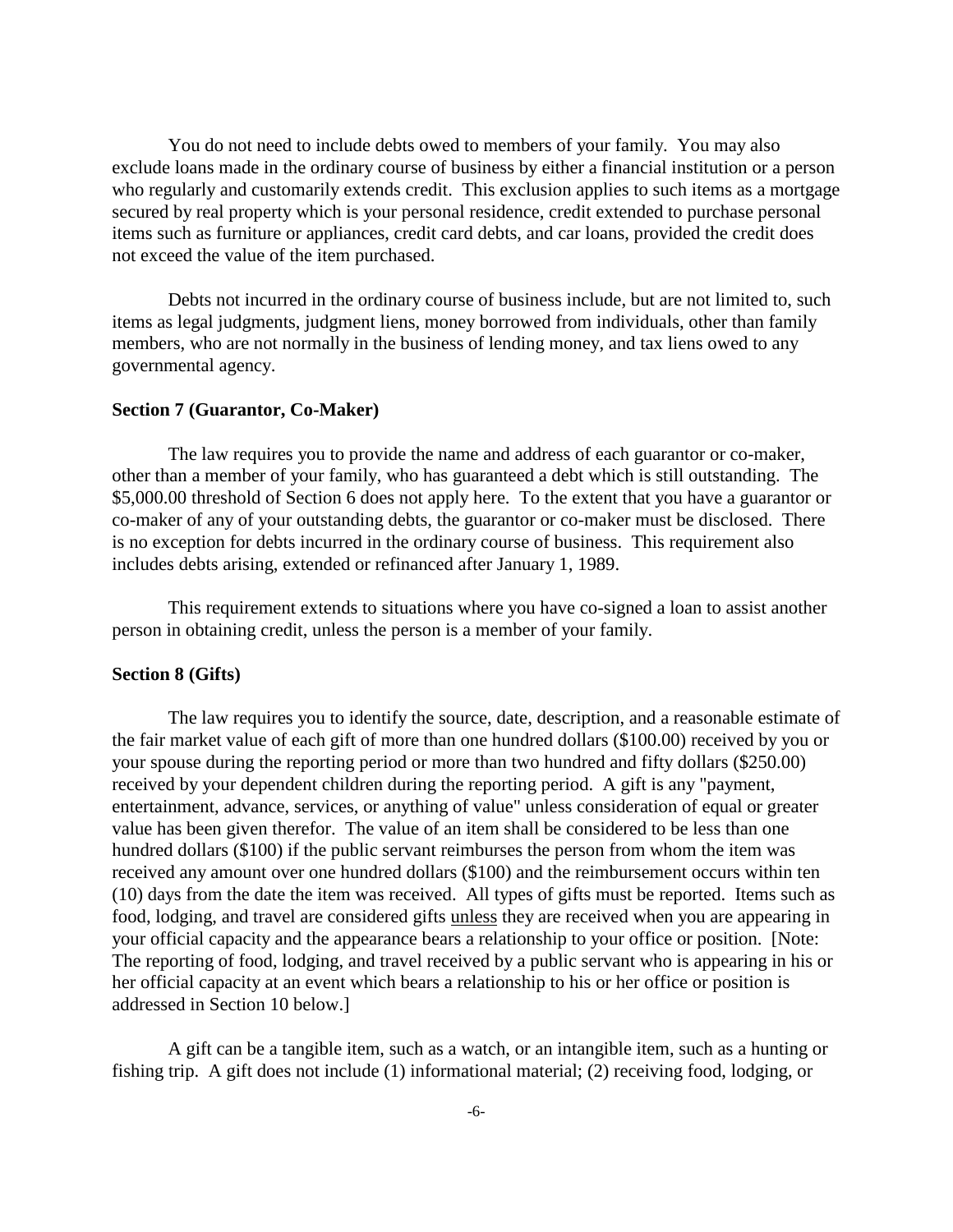You do not need to include debts owed to members of your family. You may also exclude loans made in the ordinary course of business by either a financial institution or a person who regularly and customarily extends credit. This exclusion applies to such items as a mortgage secured by real property which is your personal residence, credit extended to purchase personal items such as furniture or appliances, credit card debts, and car loans, provided the credit does not exceed the value of the item purchased.

Debts not incurred in the ordinary course of business include, but are not limited to, such items as legal judgments, judgment liens, money borrowed from individuals, other than family members, who are not normally in the business of lending money, and tax liens owed to any governmental agency.

**Section 7 (Guarantor, Co-Maker)**

The law requires you to provide the name and address of each guarantor or co-maker, other than a member of your family, who has guaranteed a debt which is still outstanding. The $5,000.00 threshold of Section 6 does not apply here. To the extent that you have a guarantor or co-maker of any of your outstanding debts, the guarantor or co-maker must be disclosed. There is no exception for debts incurred in the ordinary course of business. This requirement also includes debts arising, extended or refinanced after January 1, 1989.

This requirement extends to situations where you have co-signed a loan to assist another person in obtaining credit, unless the person is a member of your family.

**Section 8 (Gifts)**

The law requires you to identify the source, date, description, and a reasonable estimate of the fair market value of each gift of more than one hundred dollars ($100.00) received by you or your spouse during the reporting period or more than two hundred and fifty dollars ($250.00) received by your dependent children during the reporting period. A gift is any "payment, entertainment, advance, services, or anything of value" unless consideration of equal or greater value has been given therefor. The value of an item shall be considered to be less than one hundred dollars ($100) if the public servant reimburses the person from whom the item was received any amount over one hundred dollars ($100) and the reimbursement occurs within ten (10) days from the date the item was received. All types of gifts must be reported. Items such as food, lodging, and travel are considered gifts unless they are received when you are appearing in your official capacity and the appearance bears a relationship to your office or position. [Note: The reporting of food, lodging, and travel received by a public servant who is appearing in his or her official capacity at an event which bears a relationship to his or her office or position is addressed in Section 10 below.]

A gift can be a tangible item, such as a watch, or an intangible item, such as a hunting or fishing trip. A gift does not include (1) informational material; (2) receiving food, lodging, or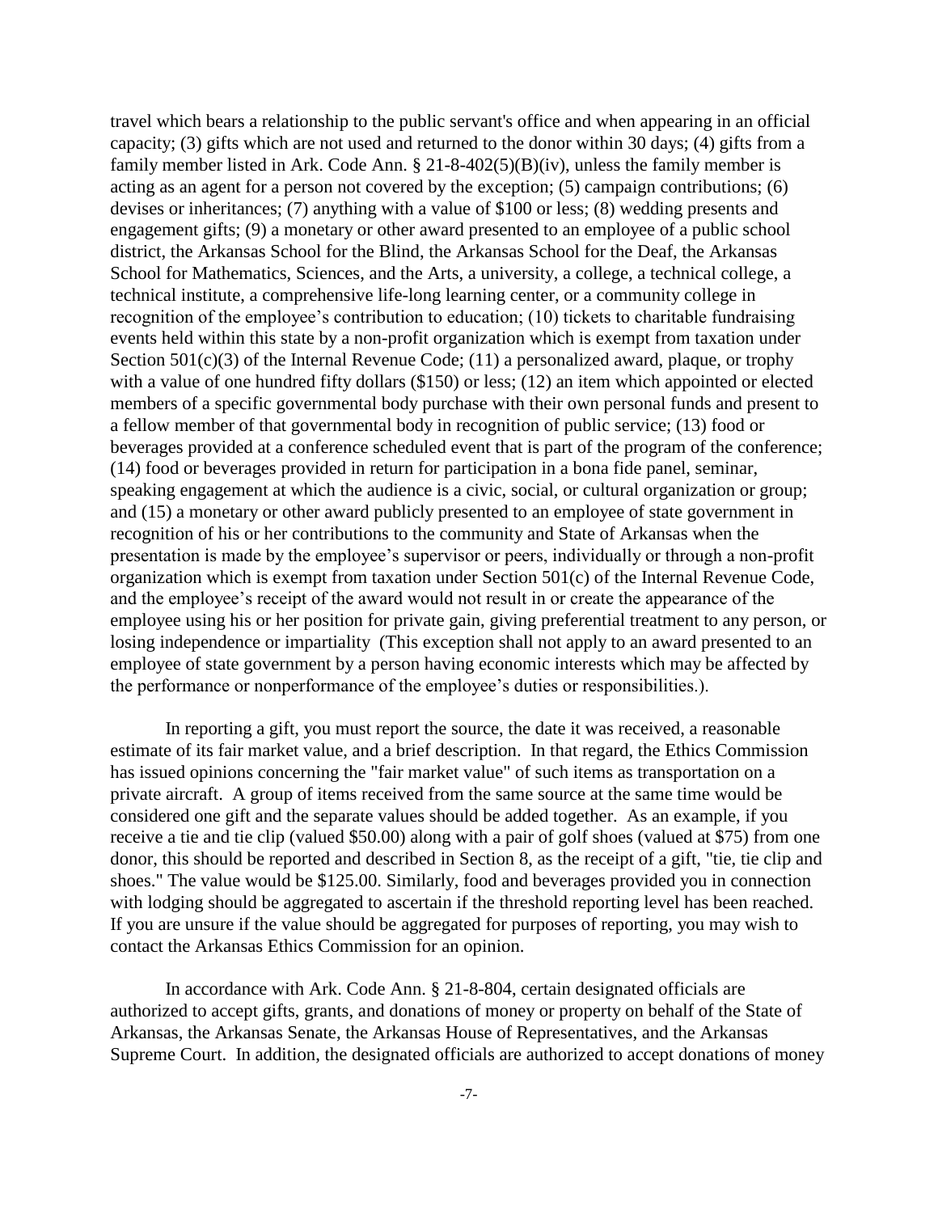travel which bears a relationship to the public servant's office and when appearing in an official capacity; (3) gifts which are not used and returned to the donor within 30 days; (4) gifts from a family member listed in Ark. Code Ann. § 21-8-402(5)(B)(iv), unless the family member is acting as an agent for a person not covered by the exception; (5) campaign contributions; (6) devises or inheritances; (7) anything with a value of $100 or less; (8) wedding presents and engagement gifts; (9) a monetary or other award presented to an employee of a public school district, the Arkansas School for the Blind, the Arkansas School for the Deaf, the Arkansas School for Mathematics, Sciences, and the Arts, a university, a college, a technical college, a technical institute, a comprehensive life-long learning center, or a community college in recognition of the employee's contribution to education; (10) tickets to charitable fundraising events held within this state by a non-profit organization which is exempt from taxation under Section 501(c)(3) of the Internal Revenue Code; (11) a personalized award, plaque, or trophy with a value of one hundred fifty dollars ($150) or less; (12) an item which appointed or elected members of a specific governmental body purchase with their own personal funds and present to a fellow member of that governmental body in recognition of public service; (13) food or beverages provided at a conference scheduled event that is part of the program of the conference; (14) food or beverages provided in return for participation in a bona fide panel, seminar, speaking engagement at which the audience is a civic, social, or cultural organization or group; and (15) a monetary or other award publicly presented to an employee of state government in recognition of his or her contributions to the community and State of Arkansas when the presentation is made by the employee's supervisor or peers, individually or through a non-profit organization which is exempt from taxation under Section 501(c) of the Internal Revenue Code, and the employee's receipt of the award would not result in or create the appearance of the employee using his or her position for private gain, giving preferential treatment to any person, or losing independence or impartiality (This exception shall not apply to an award presented to an employee of state government by a person having economic interests which may be affected by the performance or nonperformance of the employee's duties or responsibilities.).

In reporting a gift, you must report the source, the date it was received, a reasonable estimate of its fair market value, and a brief description. In that regard, the Ethics Commission has issued opinions concerning the "fair market value" of such items as transportation on a private aircraft. A group of items received from the same source at the same time would be considered one gift and the separate values should be added together. As an example, if you receive a tie and tie clip (valued $50.00) along with a pair of golf shoes (valued at $75) from one donor, this should be reported and described in Section 8, as the receipt of a gift, "tie, tie clip and shoes." The value would be $125.00. Similarly, food and beverages provided you in connection with lodging should be aggregated to ascertain if the threshold reporting level has been reached. If you are unsure if the value should be aggregated for purposes of reporting, you may wish to contact the Arkansas Ethics Commission for an opinion.

In accordance with Ark. Code Ann. § 21-8-804, certain designated officials are authorized to accept gifts, grants, and donations of money or property on behalf of the State of Arkansas, the Arkansas Senate, the Arkansas House of Representatives, and the Arkansas Supreme Court. In addition, the designated officials are authorized to accept donations of money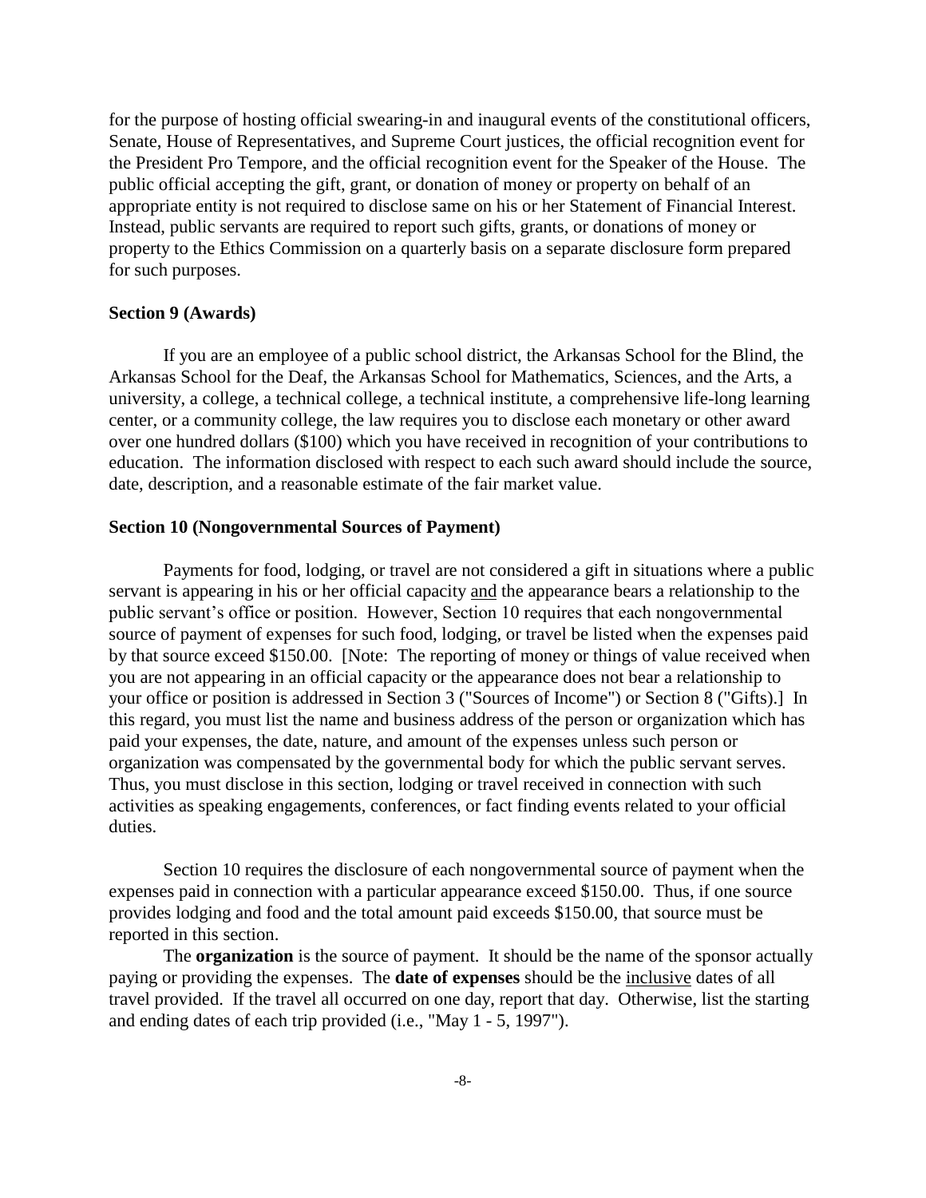for the purpose of hosting official swearing-in and inaugural events of the constitutional officers, Senate, House of Representatives, and Supreme Court justices, the official recognition event for the President Pro Tempore, and the official recognition event for the Speaker of the House. The public official accepting the gift, grant, or donation of money or property on behalf of an appropriate entity is not required to disclose same on his or her Statement of Financial Interest. Instead, public servants are required to report such gifts, grants, or donations of money or property to the Ethics Commission on a quarterly basis on a separate disclosure form prepared for such purposes.

**Section 9 (Awards)**

If you are an employee of a public school district, the Arkansas School for the Blind, the Arkansas School for the Deaf, the Arkansas School for Mathematics, Sciences, and the Arts, a university, a college, a technical college, a technical institute, a comprehensive life-long learning center, or a community college, the law requires you to disclose each monetary or other award over one hundred dollars ($100) which you have received in recognition of your contributions to education. The information disclosed with respect to each such award should include the source, date, description, and a reasonable estimate of the fair market value.

**Section 10 (Nongovernmental Sources of Payment)**

Payments for food, lodging, or travel are not considered a gift in situations where a public servant is appearing in his or her official capacity and the appearance bears a relationship to the public servant's office or position. However, Section 10 requires that each nongovernmental source of payment of expenses for such food, lodging, or travel be listed when the expenses paid by that source exceed $150.00. [Note: The reporting of money or things of value received when you are not appearing in an official capacity or the appearance does not bear a relationship to your office or position is addressed in Section 3 ("Sources of Income") or Section 8 ("Gifts).] In this regard, you must list the name and business address of the person or organization which has paid your expenses, the date, nature, and amount of the expenses unless such person or organization was compensated by the governmental body for which the public servant serves. Thus, you must disclose in this section, lodging or travel received in connection with such activities as speaking engagements, conferences, or fact finding events related to your official duties.

Section 10 requires the disclosure of each nongovernmental source of payment when the expenses paid in connection with a particular appearance exceed $150.00. Thus, if one source provides lodging and food and the total amount paid exceeds $150.00, that source must be reported in this section.

The **organization** is the source of payment. It should be the name of the sponsor actually paying or providing the expenses. The **date of expenses** should be the inclusive dates of all travel provided. If the travel all occurred on one day, report that day. Otherwise, list the starting and ending dates of each trip provided (i.e., "May 1 - 5, 1997").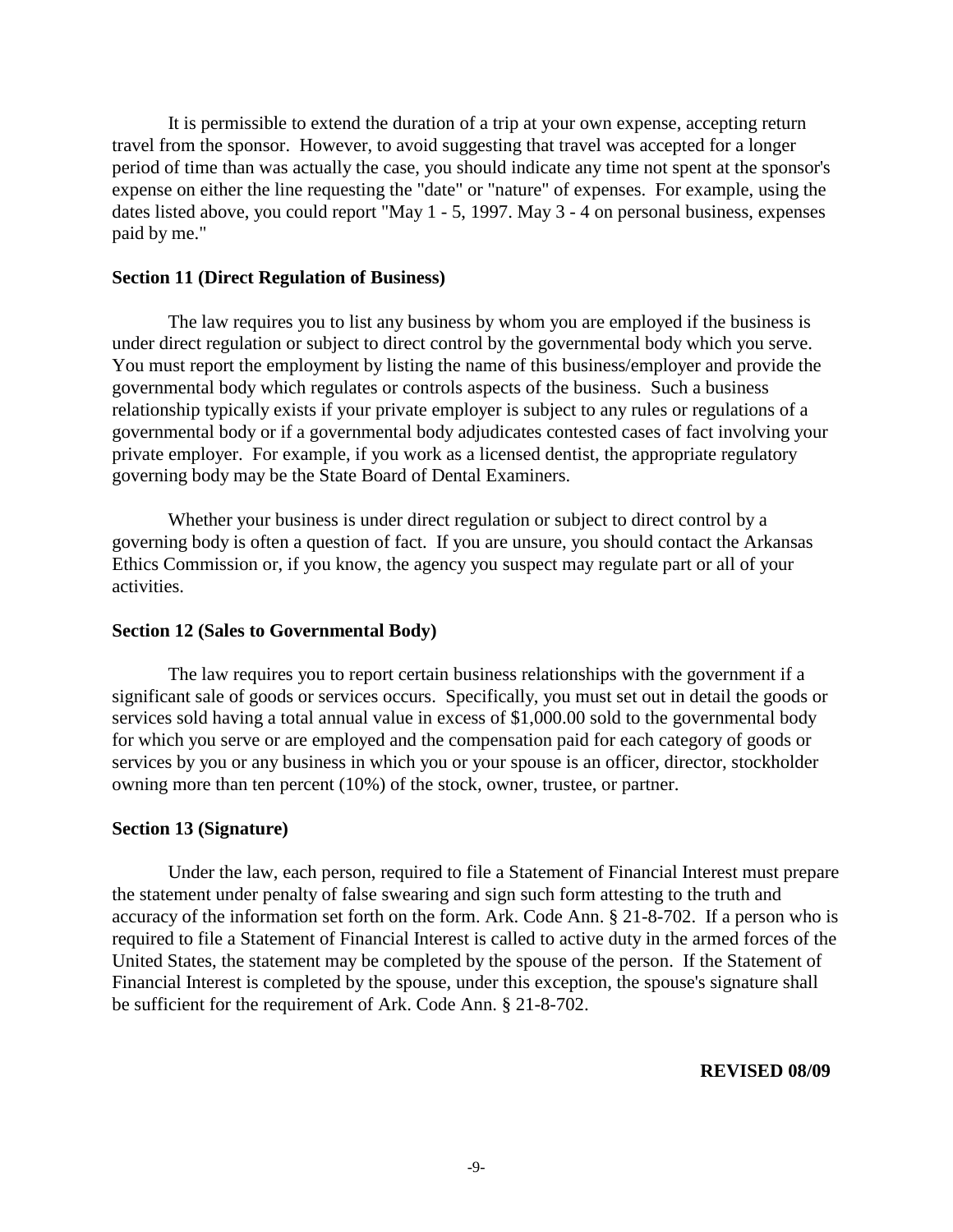It is permissible to extend the duration of a trip at your own expense, accepting return travel from the sponsor. However, to avoid suggesting that travel was accepted for a longer period of time than was actually the case, you should indicate any time not spent at the sponsor's expense on either the line requesting the "date" or "nature" of expenses. For example, using the dates listed above, you could report "May 1 - 5, 1997. May 3 - 4 on personal business, expenses paid by me."

**Section 11 (Direct Regulation of Business)**

The law requires you to list any business by whom you are employed if the business is under direct regulation or subject to direct control by the governmental body which you serve. You must report the employment by listing the name of this business/employer and provide the governmental body which regulates or controls aspects of the business. Such a business relationship typically exists if your private employer is subject to any rules or regulations of a governmental body or if a governmental body adjudicates contested cases of fact involving your private employer. For example, if you work as a licensed dentist, the appropriate regulatory governing body may be the State Board of Dental Examiners.

Whether your business is under direct regulation or subject to direct control by a governing body is often a question of fact. If you are unsure, you should contact the Arkansas Ethics Commission or, if you know, the agency you suspect may regulate part or all of your activities.

**Section 12 (Sales to Governmental Body)**

The law requires you to report certain business relationships with the government if a significant sale of goods or services occurs. Specifically, you must set out in detail the goods or services sold having a total annual value in excess of $1,000.00 sold to the governmental body for which you serve or are employed and the compensation paid for each category of goods or services by you or any business in which you or your spouse is an officer, director, stockholder owning more than ten percent (10%) of the stock, owner, trustee, or partner.

**Section 13 (Signature)**

Under the law, each person, required to file a Statement of Financial Interest must prepare the statement under penalty of false swearing and sign such form attesting to the truth and accuracy of the information set forth on the form. Ark. Code Ann. § 21-8-702. If a person who is required to file a Statement of Financial Interest is called to active duty in the armed forces of the United States, the statement may be completed by the spouse of the person. If the Statement of Financial Interest is completed by the spouse, under this exception, the spouse's signature shall be sufficient for the requirement of Ark. Code Ann. § 21-8-702.

**REVISED 08/09**